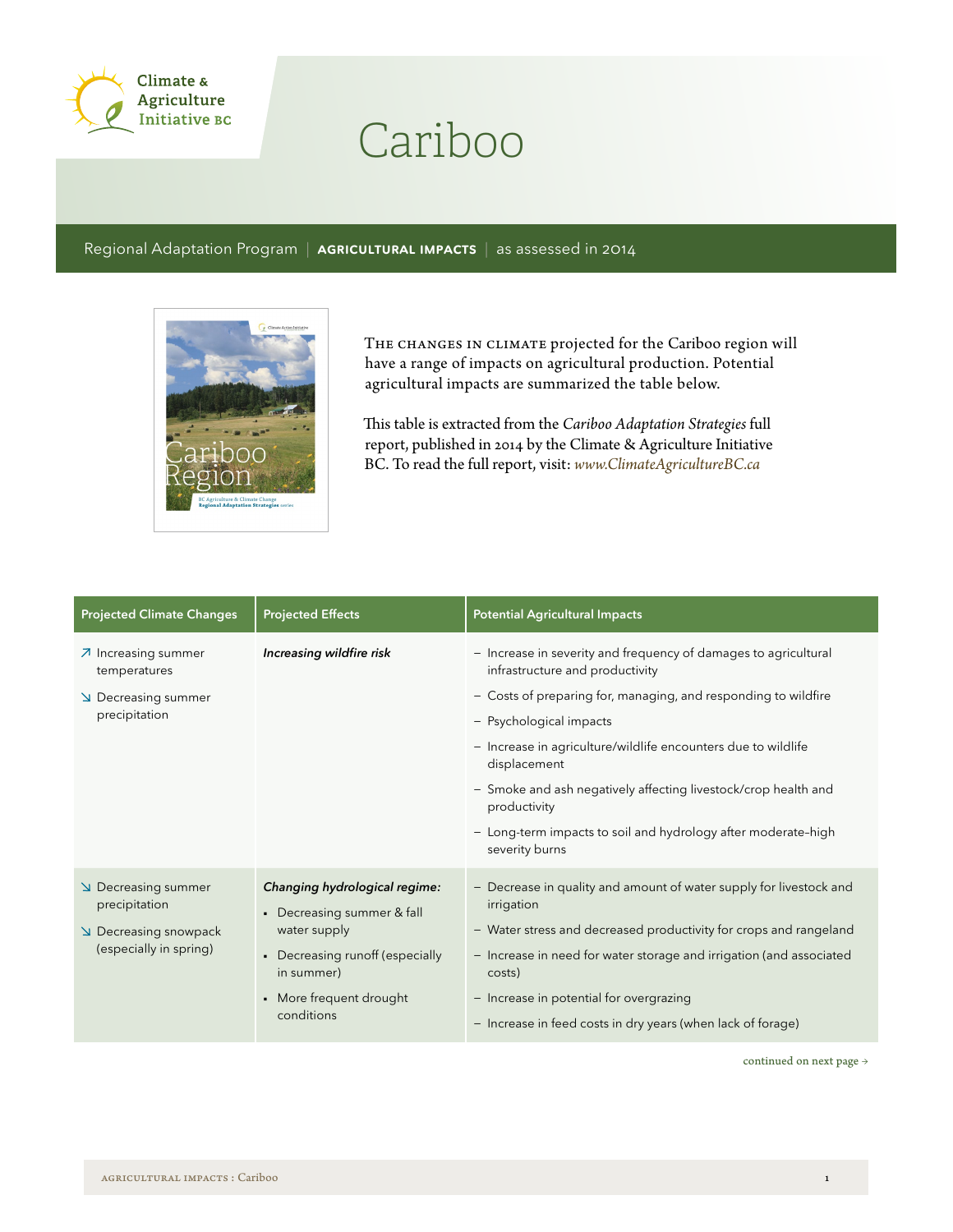Climate & Agriculture Initiative BC

# Cariboo

Regional Adaptation Program | **AGRICULTURAL IMPACTS** | as assessed in 2014

THE CHANGES IN CLIMATE projected for the Cariboo region will have a range of impacts on agricultural production. Potential agricultural impacts are summarized the table below.

This table is extracted from the *Cariboo Adaptation Strategies* full report, published in 2014 by the Climate & Agriculture Initiative BC. To read the full report, visit: *www.ClimateAgricultureBC.ca*

| Projected Climate Changes | Projected Effects | Potential Agricultural Impacts |
|---|---|---|
| ↗ Increasing summer temperatures<br>↘ Decreasing summer precipitation | ***Increasing wildfire risk*** | – Increase in severity and frequency of damages to agricultural infrastructure and productivity<br>– Costs of preparing for, managing, and responding to wildfire<br>– Psychological impacts<br>– Increase in agriculture/wildlife encounters due to wildlife displacement<br>– Smoke and ash negatively affecting livestock/crop health and productivity<br>– Long-term impacts to soil and hydrology after moderate-high severity burns |
| ↘ Decreasing summer precipitation<br>↘ Decreasing snowpack (especially in spring) | ***Changing hydrological regime:***<br>• Decreasing summer & fall water supply<br>• Decreasing runoff (especially in summer)<br>• More frequent drought conditions | – Decrease in quality and amount of water supply for livestock and irrigation<br>– Water stress and decreased productivity for crops and rangeland<br>– Increase in need for water storage and irrigation (and associated costs)<br>– Increase in potential for overgrazing<br>– Increase in feed costs in dry years (when lack of forage) |

continued on next page →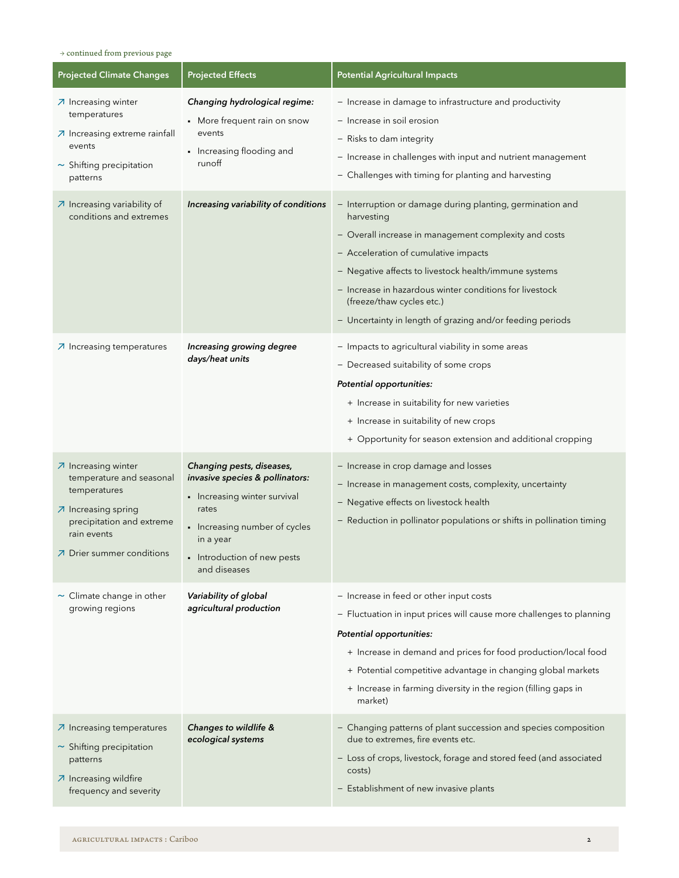→ continued from previous page

| Projected Climate Changes | Projected Effects | Potential Agricultural Impacts |
|---|---|---|
| ↗ Increasing winter temperatures<br>↗ Increasing extreme rainfall events<br>~ Shifting precipitation patterns | ***Changing hydrological regime:***<br>• More frequent rain on snow events<br>• Increasing flooding and runoff | – Increase in damage to infrastructure and productivity<br>– Increase in soil erosion<br>– Risks to dam integrity<br>– Increase in challenges with input and nutrient management<br>– Challenges with timing for planting and harvesting |
| ↗ Increasing variability of conditions and extremes | ***Increasing variability of conditions*** | – Interruption or damage during planting, germination and harvesting<br>– Overall increase in management complexity and costs<br>– Acceleration of cumulative impacts<br>– Negative affects to livestock health/immune systems<br>– Increase in hazardous winter conditions for livestock (freeze/thaw cycles etc.)<br>– Uncertainty in length of grazing and/or feeding periods |
| ↗ Increasing temperatures | ***Increasing growing degree days/heat units*** | – Impacts to agricultural viability in some areas<br>– Decreased suitability of some crops<br>***Potential opportunities:***<br>+ Increase in suitability for new varieties<br>+ Increase in suitability of new crops<br>+ Opportunity for season extension and additional cropping |
| ↗ Increasing winter temperature and seasonal temperatures<br>↗ Increasing spring precipitation and extreme rain events<br>↗ Drier summer conditions | ***Changing pests, diseases, invasive species & pollinators:***<br>• Increasing winter survival rates<br>• Increasing number of cycles in a year<br>• Introduction of new pests and diseases | – Increase in crop damage and losses<br>– Increase in management costs, complexity, uncertainty<br>– Negative effects on livestock health<br>– Reduction in pollinator populations or shifts in pollination timing |
| ~ Climate change in other growing regions | ***Variability of global agricultural production*** | – Increase in feed or other input costs<br>– Fluctuation in input prices will cause more challenges to planning<br>***Potential opportunities:***<br>+ Increase in demand and prices for food production/local food<br>+ Potential competitive advantage in changing global markets<br>+ Increase in farming diversity in the region (filling gaps in market) |
| ↗ Increasing temperatures<br>~ Shifting precipitation patterns<br>↗ Increasing wildfire frequency and severity | ***Changes to wildlife & ecological systems*** | – Changing patterns of plant succession and species composition due to extremes, fire events etc.<br>– Loss of crops, livestock, forage and stored feed (and associated costs)<br>– Establishment of new invasive plants |